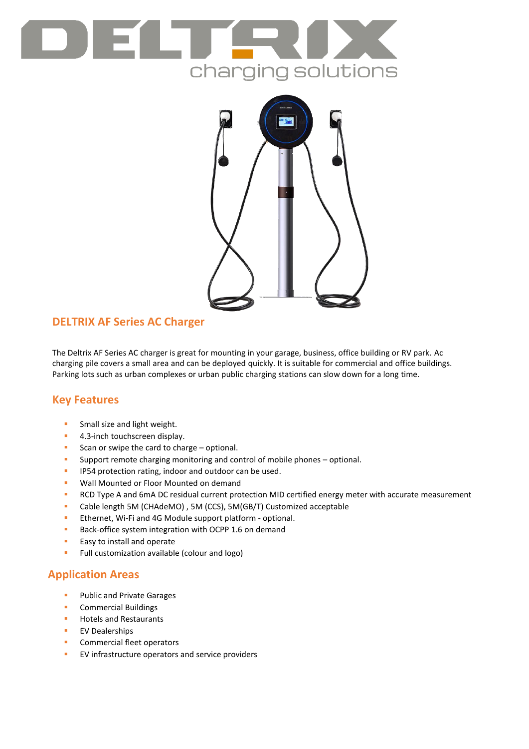DELTRIX

charging solutions

## DELTRIX AF Series AC Charger

The Deltrix AF Series AC charger is great for mounting in your garage, business, office building or RV park. Ac charging pile covers a small area and can be deployed quickly. It is suitable for commercial and office buildings. Parking lots such as urban complexes or urban public charging stations can slow down for a long time.

## Key Features

- Small size and light weight.
- 4.3-inch touchscreen display.
- Scan or swipe the card to charge – optional.
- Support remote charging monitoring and control of mobile phones – optional.
- IP54 protection rating, indoor and outdoor can be used.
- Wall Mounted or Floor Mounted on demand
- RCD Type A and 6mA DC residual current protection MID certified energy meter with accurate measurement
- Cable length 5M (CHAdeMO) , 5M (CCS), 5M(GB/T) Customized acceptable
- Ethernet, Wi-Fi and 4G Module support platform - optional.
- Back-office system integration with OCPP 1.6 on demand
- Easy to install and operate
- Full customization available (colour and logo)

## Application Areas

- Public and Private Garages
- Commercial Buildings
- Hotels and Restaurants
- EV Dealerships
- Commercial fleet operators
- EV infrastructure operators and service providers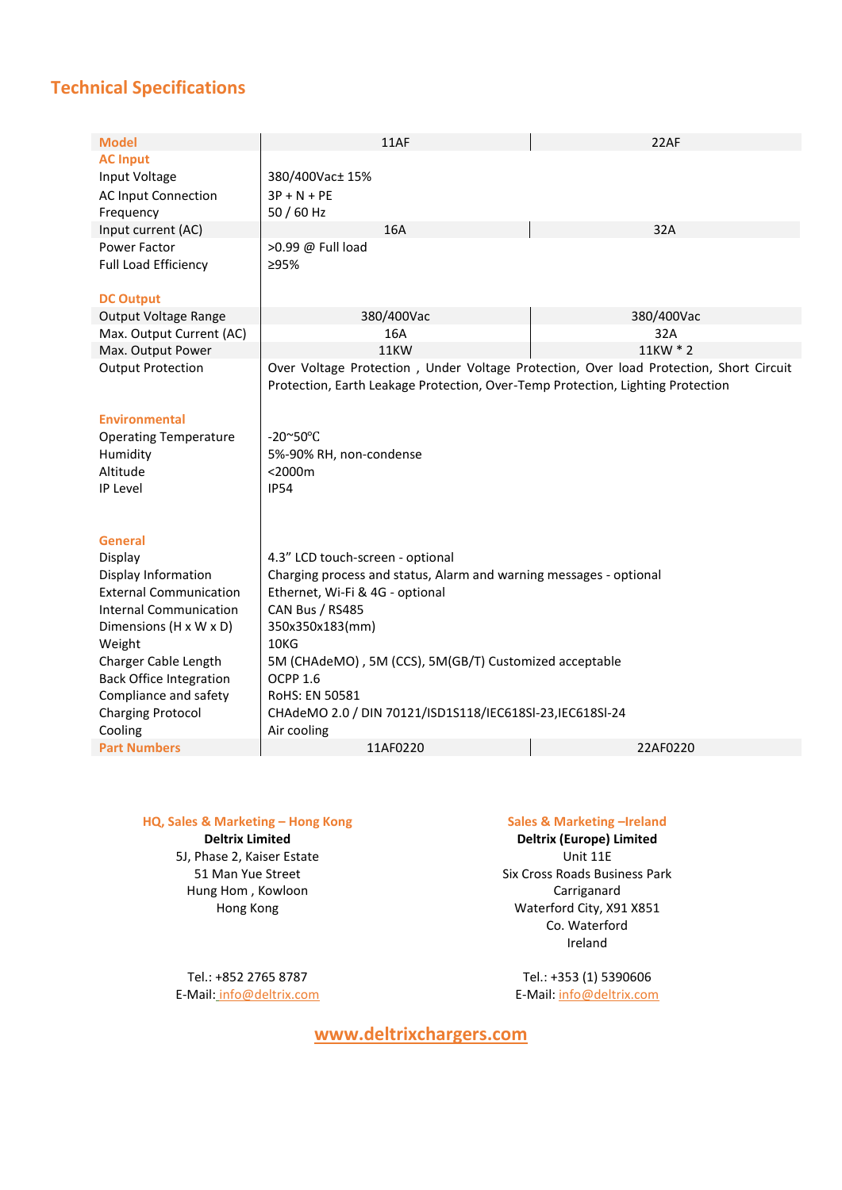## Technical Specifications

| Model | 11AF | 22AF |
|---|---|---|
| **AC Input** | | |
| Input Voltage | 380/400Vac± 15% | |
| AC Input Connection | 3P + N + PE | |
| Frequency | 50 / 60 Hz | |
| Input current (AC) | 16A | 32A |
| Power Factor | >0.99 @ Full load | |
| Full Load Efficiency | ≥95% | |
| **DC Output** | | |
| Output Voltage Range | 380/400Vac | 380/400Vac |
| Max. Output Current (AC) | 16A | 32A |
| Max. Output Power | 11KW | 11KW * 2 |
| Output Protection | Over Voltage Protection , Under Voltage Protection, Over load Protection, Short Circuit Protection, Earth Leakage Protection, Over-Temp Protection, Lighting Protection | |
| **Environmental** | | |
| Operating Temperature | -20~50℃ | |
| Humidity | 5%-90% RH, non-condense | |
| Altitude | <2000m | |
| IP Level | IP54 | |
| **General** | | |
| Display | 4.3" LCD touch-screen - optional | |
| Display Information | Charging process and status, Alarm and warning messages - optional | |
| External Communication | Ethernet, Wi-Fi & 4G - optional | |
| Internal Communication | CAN Bus / RS485 | |
| Dimensions (H x W x D) | 350x350x183(mm) | |
| Weight | 10KG | |
| Charger Cable Length | 5M (CHAdeMO) , 5M (CCS), 5M(GB/T) Customized acceptable | |
| Back Office Integration | OCPP 1.6 | |
| Compliance and safety | RoHS: EN 50581 | |
| Charging Protocol | CHAdeMO 2.0 / DIN 70121/ISD1S118/IEC618Sl-23,IEC618Sl-24 | |
| Cooling | Air cooling | |
| **Part Numbers** | 11AF0220 | 22AF0220 |

**HQ, Sales & Marketing – Hong Kong**

**Deltrix Limited**
5J, Phase 2, Kaiser Estate
51 Man Yue Street
Hung Hom , Kowloon
Hong Kong

Tel.: +852 2765 8787
E-Mail: info@deltrix.com

**Sales & Marketing –Ireland**

**Deltrix (Europe) Limited**
Unit 11E
Six Cross Roads Business Park
Carriganard
Waterford City, X91 X851
Co. Waterford
Ireland

Tel.: +353 (1) 5390606
E-Mail: info@deltrix.com

**www.deltrixchargers.com**